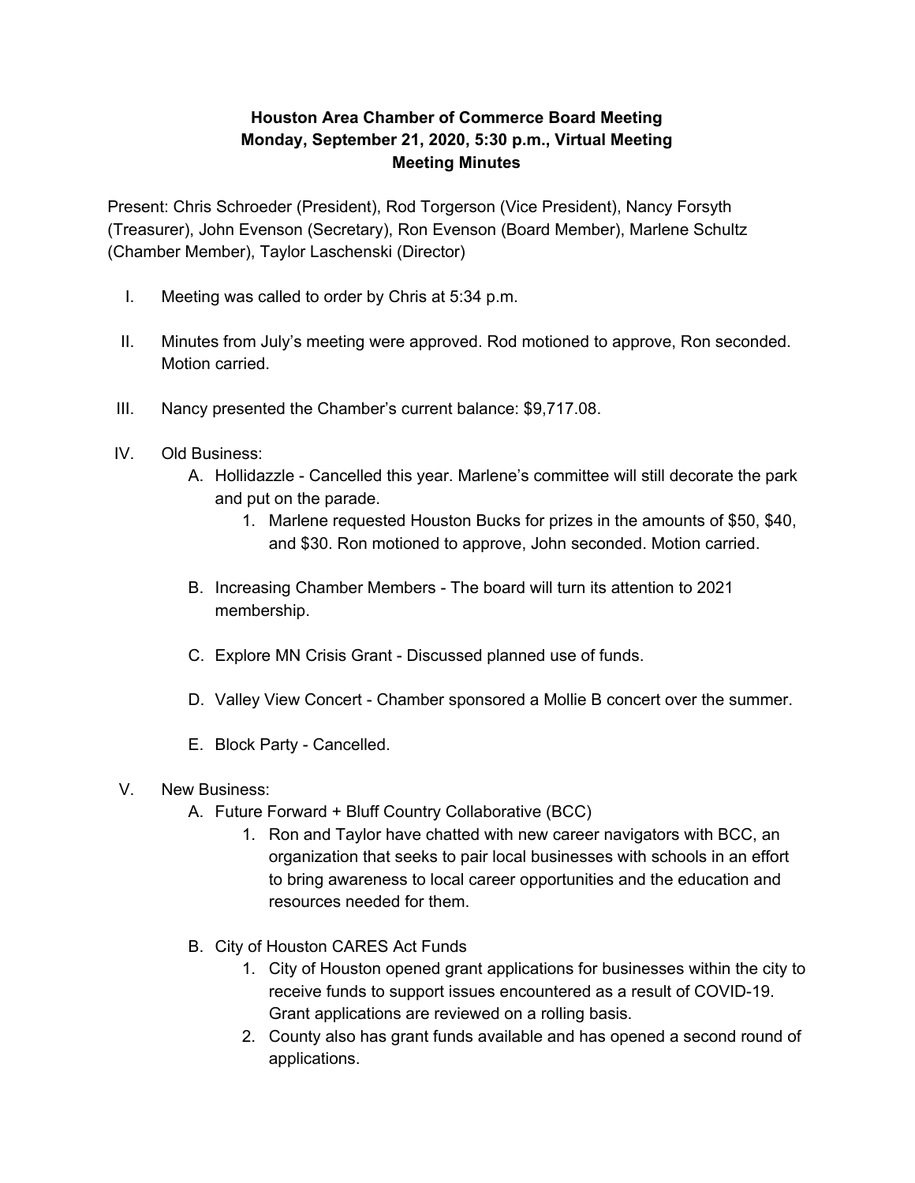**Houston Area Chamber of Commerce Board Meeting**
**Monday, September 21, 2020, 5:30 p.m., Virtual Meeting**
**Meeting Minutes**

Present: Chris Schroeder (President), Rod Torgerson (Vice President), Nancy Forsyth (Treasurer), John Evenson (Secretary), Ron Evenson (Board Member), Marlene Schultz (Chamber Member), Taylor Laschenski (Director)

I. Meeting was called to order by Chris at 5:34 p.m.

II. Minutes from July's meeting were approved. Rod motioned to approve, Ron seconded. Motion carried.

III. Nancy presented the Chamber's current balance: $9,717.08.

IV. Old Business:
   - A. Hollidazzle - Cancelled this year. Marlene's committee will still decorate the park and put on the parade.
     1. Marlene requested Houston Bucks for prizes in the amounts of $50, $40, and $30. Ron motioned to approve, John seconded. Motion carried.
   - B. Increasing Chamber Members - The board will turn its attention to 2021 membership.
   - C. Explore MN Crisis Grant - Discussed planned use of funds.
   - D. Valley View Concert - Chamber sponsored a Mollie B concert over the summer.
   - E. Block Party - Cancelled.

V. New Business:
   - A. Future Forward + Bluff Country Collaborative (BCC)
     1. Ron and Taylor have chatted with new career navigators with BCC, an organization that seeks to pair local businesses with schools in an effort to bring awareness to local career opportunities and the education and resources needed for them.
   - B. City of Houston CARES Act Funds
     1. City of Houston opened grant applications for businesses within the city to receive funds to support issues encountered as a result of COVID-19. Grant applications are reviewed on a rolling basis.
     2. County also has grant funds available and has opened a second round of applications.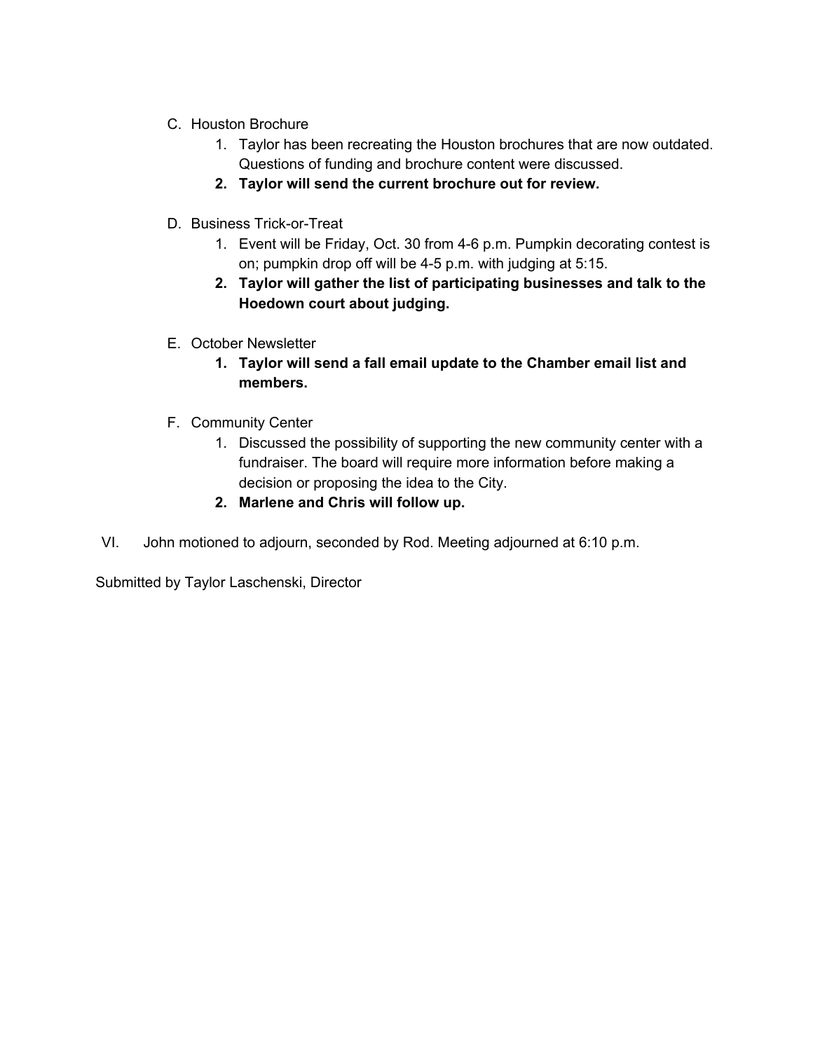C. Houston Brochure
    1. Taylor has been recreating the Houston brochures that are now outdated. Questions of funding and brochure content were discussed.
    2. **Taylor will send the current brochure out for review.**

D. Business Trick-or-Treat
    1. Event will be Friday, Oct. 30 from 4-6 p.m. Pumpkin decorating contest is on; pumpkin drop off will be 4-5 p.m. with judging at 5:15.
    2. **Taylor will gather the list of participating businesses and talk to the Hoedown court about judging.**

E. October Newsletter
    1. **Taylor will send a fall email update to the Chamber email list and members.**

F. Community Center
    1. Discussed the possibility of supporting the new community center with a fundraiser. The board will require more information before making a decision or proposing the idea to the City.
    2. **Marlene and Chris will follow up.**

VI. John motioned to adjourn, seconded by Rod. Meeting adjourned at 6:10 p.m.

Submitted by Taylor Laschenski, Director